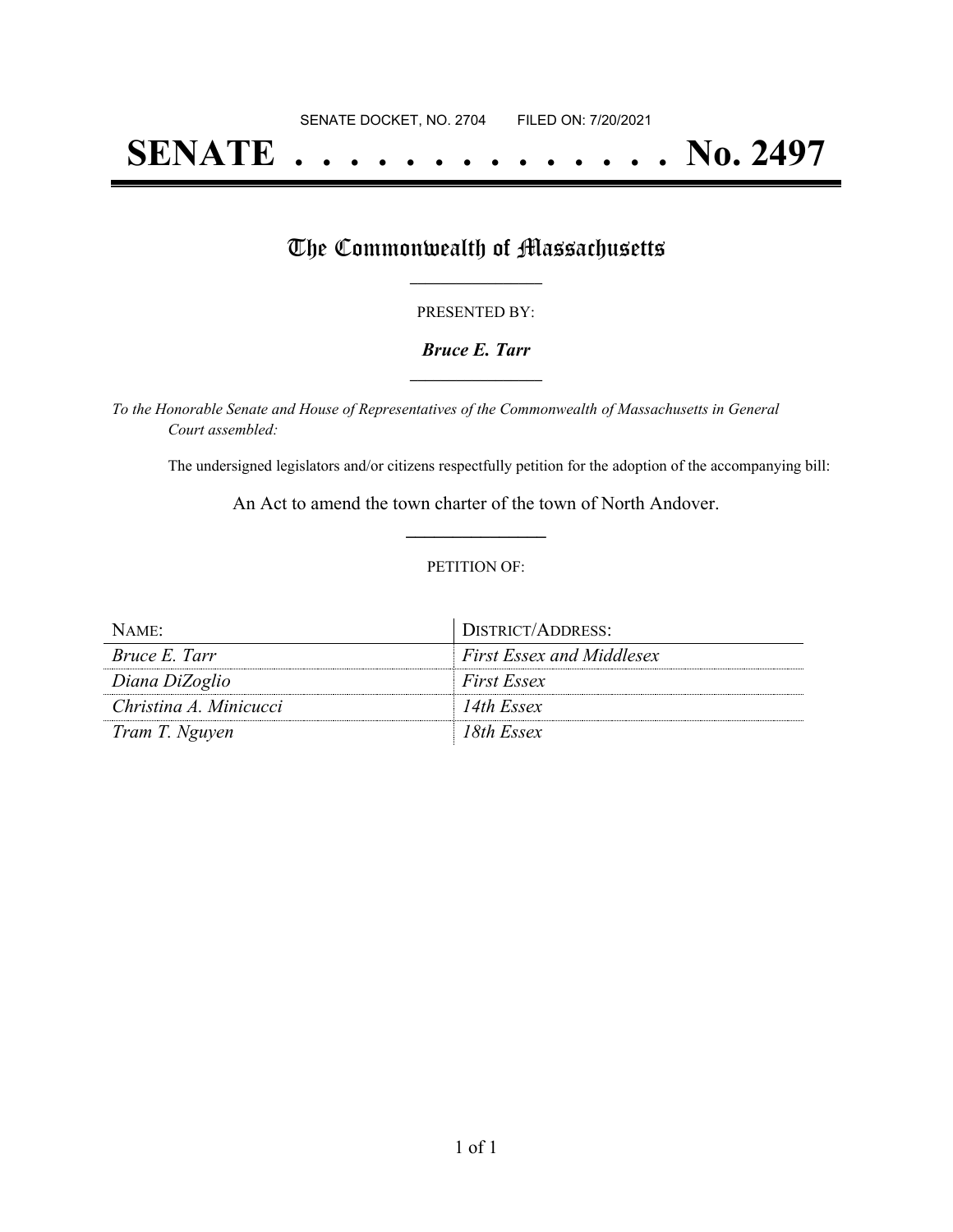SENATE DOCKET, NO. 2704 FILED ON: 7/20/2021

# SENATE . . . . . . . . . . . . . . No. 2497

## The Commonwealth of Massachusetts

PRESENTED BY:

***Bruce E. Tarr***

*To the Honorable Senate and House of Representatives of the Commonwealth of Massachusetts in General Court assembled:*

The undersigned legislators and/or citizens respectfully petition for the adoption of the accompanying bill:

An Act to amend the town charter of the town of North Andover.

PETITION OF:

| NAME: | DISTRICT/ADDRESS: |
|---|---|
| *Bruce E. Tarr* | *First Essex and Middlesex* |
| *Diana DiZoglio* | *First Essex* |
| *Christina A. Minicucci* | *14th Essex* |
| *Tram T. Nguyen* | *18th Essex* |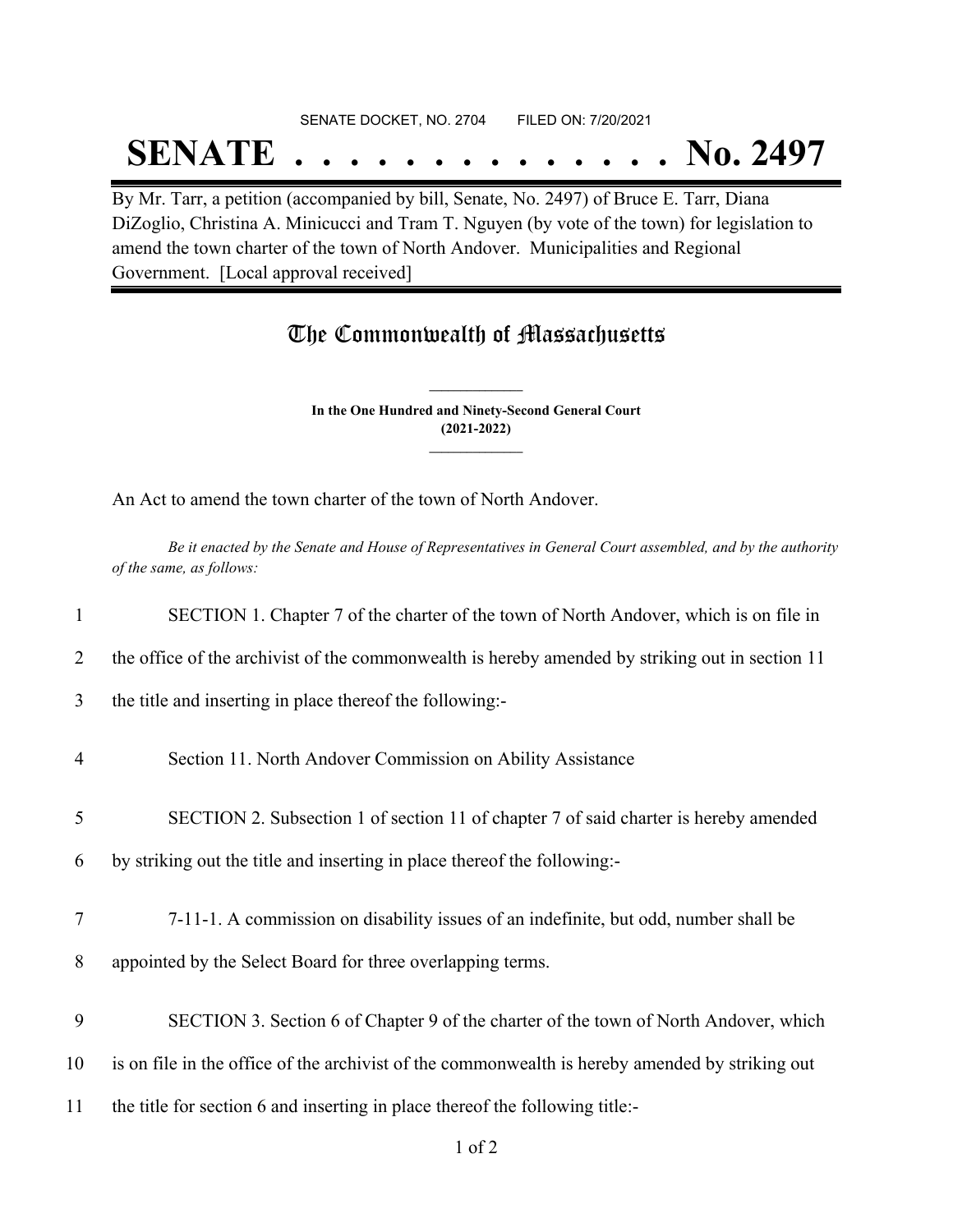SENATE DOCKET, NO. 2704 FILED ON: 7/20/2021

# SENATE . . . . . . . . . . . . . . No. 2497

By Mr. Tarr, a petition (accompanied by bill, Senate, No. 2497) of Bruce E. Tarr, Diana DiZoglio, Christina A. Minicucci and Tram T. Nguyen (by vote of the town) for legislation to amend the town charter of the town of North Andover. Municipalities and Regional Government. [Local approval received]

## The Commonwealth of Massachusetts

**In the One Hundred and Ninety-Second General Court**
**(2021-2022)**

An Act to amend the town charter of the town of North Andover.

*Be it enacted by the Senate and House of Representatives in General Court assembled, and by the authority of the same, as follows:*

1 SECTION 1. Chapter 7 of the charter of the town of North Andover, which is on file in
2 the office of the archivist of the commonwealth is hereby amended by striking out in section 11
3 the title and inserting in place thereof the following:-

4 Section 11. North Andover Commission on Ability Assistance

5 SECTION 2. Subsection 1 of section 11 of chapter 7 of said charter is hereby amended
6 by striking out the title and inserting in place thereof the following:-

7 7-11-1. A commission on disability issues of an indefinite, but odd, number shall be
8 appointed by the Select Board for three overlapping terms.

9 SECTION 3. Section 6 of Chapter 9 of the charter of the town of North Andover, which
10 is on file in the office of the archivist of the commonwealth is hereby amended by striking out
11 the title for section 6 and inserting in place thereof the following title:-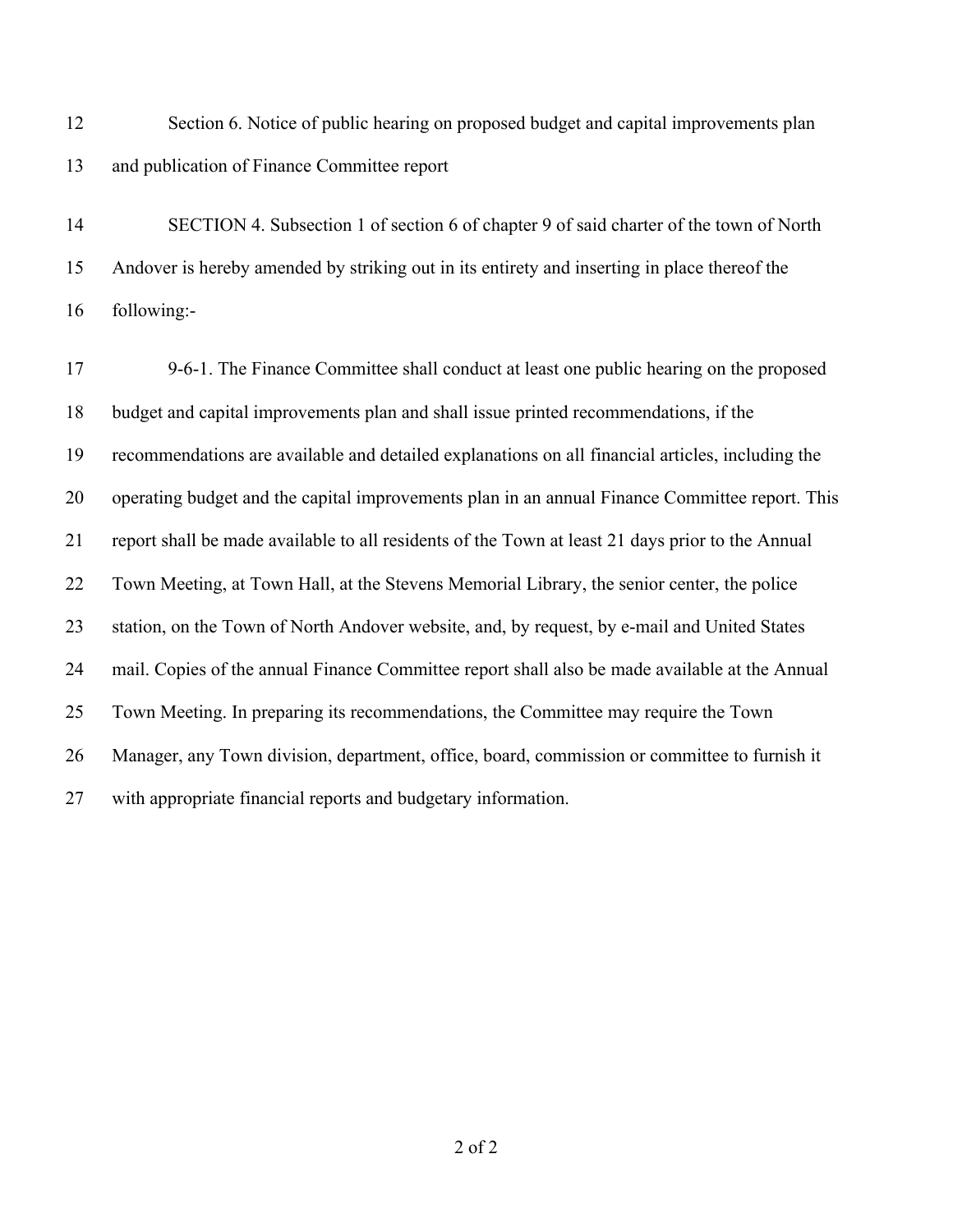Section 6. Notice of public hearing on proposed budget and capital improvements plan and publication of Finance Committee report

SECTION 4. Subsection 1 of section 6 of chapter 9 of said charter of the town of North Andover is hereby amended by striking out in its entirety and inserting in place thereof the following:-

9-6-1. The Finance Committee shall conduct at least one public hearing on the proposed budget and capital improvements plan and shall issue printed recommendations, if the recommendations are available and detailed explanations on all financial articles, including the operating budget and the capital improvements plan in an annual Finance Committee report. This report shall be made available to all residents of the Town at least 21 days prior to the Annual Town Meeting, at Town Hall, at the Stevens Memorial Library, the senior center, the police station, on the Town of North Andover website, and, by request, by e-mail and United States mail. Copies of the annual Finance Committee report shall also be made available at the Annual Town Meeting. In preparing its recommendations, the Committee may require the Town Manager, any Town division, department, office, board, commission or committee to furnish it with appropriate financial reports and budgetary information.